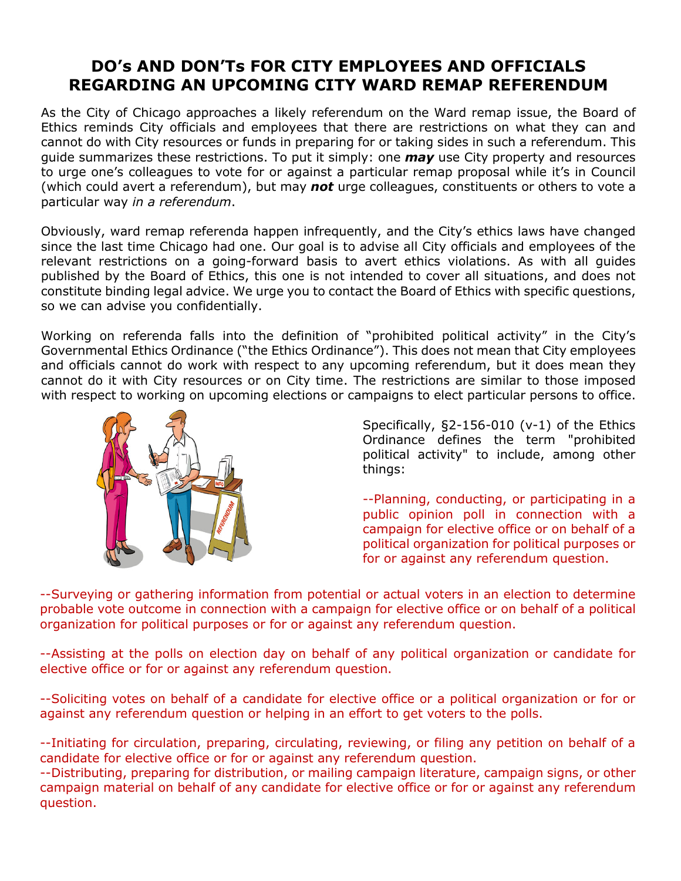# DO's AND DON'Ts FOR CITY EMPLOYEES AND OFFICIALS REGARDING AN UPCOMING CITY WARD REMAP REFERENDUM

As the City of Chicago approaches a likely referendum on the Ward remap issue, the Board of Ethics reminds City officials and employees that there are restrictions on what they can and cannot do with City resources or funds in preparing for or taking sides in such a referendum. This guide summarizes these restrictions. To put it simply: one ***may*** use City property and resources to urge one's colleagues to vote for or against a particular remap proposal while it's in Council (which could avert a referendum), but may ***not*** urge colleagues, constituents or others to vote a particular way *in a referendum*.

Obviously, ward remap referenda happen infrequently, and the City's ethics laws have changed since the last time Chicago had one. Our goal is to advise all City officials and employees of the relevant restrictions on a going-forward basis to avert ethics violations. As with all guides published by the Board of Ethics, this one is not intended to cover all situations, and does not constitute binding legal advice. We urge you to contact the Board of Ethics with specific questions, so we can advise you confidentially.

Working on referenda falls into the definition of "prohibited political activity" in the City's Governmental Ethics Ordinance ("the Ethics Ordinance"). This does not mean that City employees and officials cannot do work with respect to any upcoming referendum, but it does mean they cannot do it with City resources or on City time. The restrictions are similar to those imposed with respect to working on upcoming elections or campaigns to elect particular persons to office.

Specifically, §2-156-010 (v-1) of the Ethics Ordinance defines the term "prohibited political activity" to include, among other things:

--Planning, conducting, or participating in a public opinion poll in connection with a campaign for elective office or on behalf of a political organization for political purposes or for or against any referendum question.

--Surveying or gathering information from potential or actual voters in an election to determine probable vote outcome in connection with a campaign for elective office or on behalf of a political organization for political purposes or for or against any referendum question.

--Assisting at the polls on election day on behalf of any political organization or candidate for elective office or for or against any referendum question.

--Soliciting votes on behalf of a candidate for elective office or a political organization or for or against any referendum question or helping in an effort to get voters to the polls.

--Initiating for circulation, preparing, circulating, reviewing, or filing any petition on behalf of a candidate for elective office or for or against any referendum question.

--Distributing, preparing for distribution, or mailing campaign literature, campaign signs, or other campaign material on behalf of any candidate for elective office or for or against any referendum question.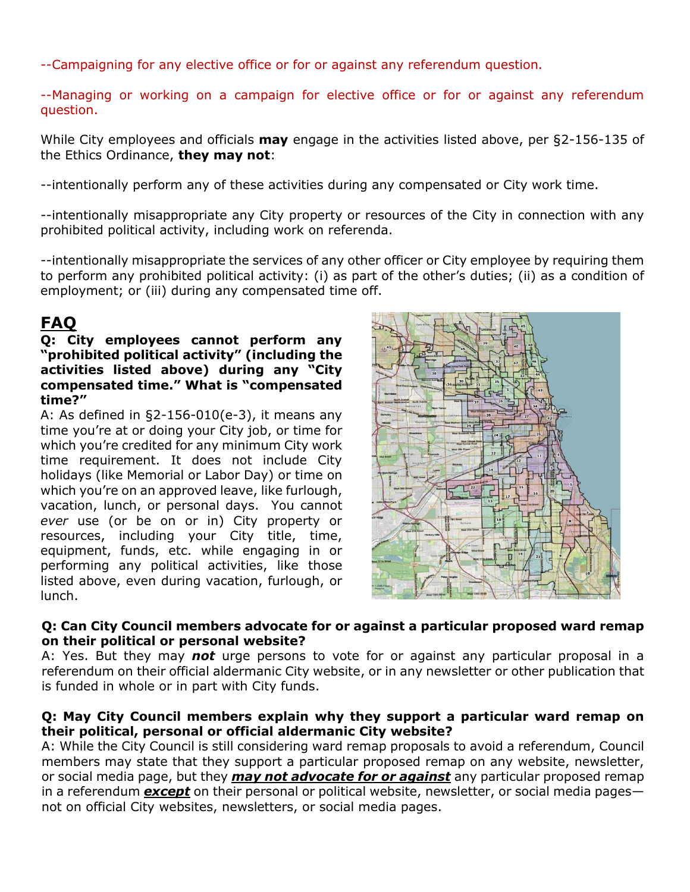--Campaigning for any elective office or for or against any referendum question.

--Managing or working on a campaign for elective office or for or against any referendum question.

While City employees and officials **may** engage in the activities listed above, per §2-156-135 of the Ethics Ordinance, **they may not**:

--intentionally perform any of these activities during any compensated or City work time.

--intentionally misappropriate any City property or resources of the City in connection with any prohibited political activity, including work on referenda.

--intentionally misappropriate the services of any other officer or City employee by requiring them to perform any prohibited political activity: (i) as part of the other's duties; (ii) as a condition of employment; or (iii) during any compensated time off.

## <u>FAQ</u>

**Q: City employees cannot perform any "prohibited political activity" (including the activities listed above) during any "City compensated time." What is "compensated time?"**

A: As defined in §2-156-010(e-3), it means any time you're at or doing your City job, or time for which you're credited for any minimum City work time requirement. It does not include City holidays (like Memorial or Labor Day) or time on which you're on an approved leave, like furlough, vacation, lunch, or personal days. You cannot *ever* use (or be on or in) City property or resources, including your City title, time, equipment, funds, etc. while engaging in or performing any political activities, like those listed above, even during vacation, furlough, or lunch.

**Q: Can City Council members advocate for or against a particular proposed ward remap on their political or personal website?**

A: Yes. But they may ***not*** urge persons to vote for or against any particular proposal in a referendum on their official aldermanic City website, or in any newsletter or other publication that is funded in whole or in part with City funds.

**Q: May City Council members explain why they support a particular ward remap on their political, personal or official aldermanic City website?**

A: While the City Council is still considering ward remap proposals to avoid a referendum, Council members may state that they support a particular proposed remap on any website, newsletter, or social media page, but they ***<u>may not advocate for or against</u>*** any particular proposed remap in a referendum ***<u>except</u>*** on their personal or political website, newsletter, or social media pages—not on official City websites, newsletters, or social media pages.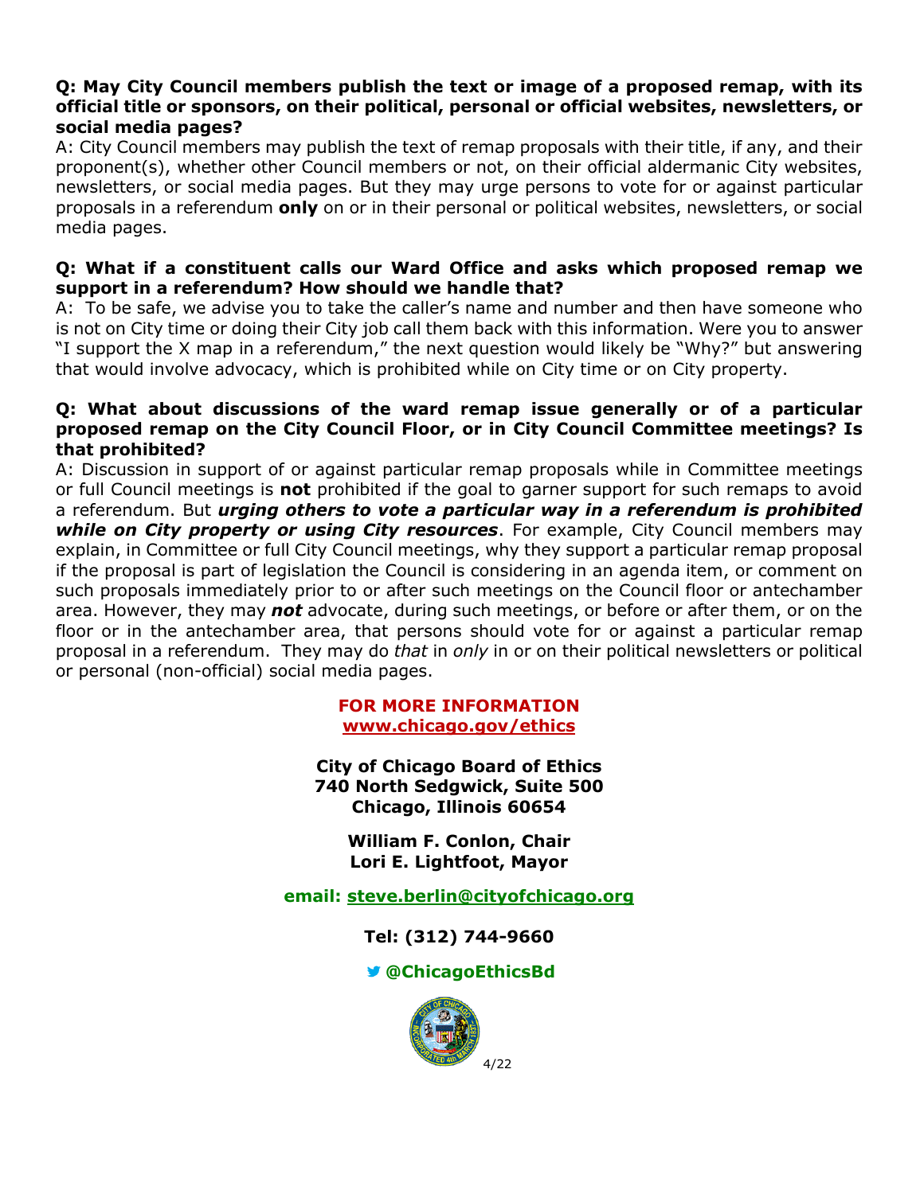**Q: May City Council members publish the text or image of a proposed remap, with its official title or sponsors, on their political, personal or official websites, newsletters, or social media pages?**

A: City Council members may publish the text of remap proposals with their title, if any, and their proponent(s), whether other Council members or not, on their official aldermanic City websites, newsletters, or social media pages. But they may urge persons to vote for or against particular proposals in a referendum **only** on or in their personal or political websites, newsletters, or social media pages.

**Q: What if a constituent calls our Ward Office and asks which proposed remap we support in a referendum? How should we handle that?**

A: To be safe, we advise you to take the caller's name and number and then have someone who is not on City time or doing their City job call them back with this information. Were you to answer "I support the X map in a referendum," the next question would likely be "Why?" but answering that would involve advocacy, which is prohibited while on City time or on City property.

**Q: What about discussions of the ward remap issue generally or of a particular proposed remap on the City Council Floor, or in City Council Committee meetings? Is that prohibited?**

A: Discussion in support of or against particular remap proposals while in Committee meetings or full Council meetings is **not** prohibited if the goal to garner support for such remaps to avoid a referendum. But ***urging others to vote a particular way in a referendum is prohibited while on City property or using City resources***. For example, City Council members may explain, in Committee or full City Council meetings, why they support a particular remap proposal if the proposal is part of legislation the Council is considering in an agenda item, or comment on such proposals immediately prior to or after such meetings on the Council floor or antechamber area. However, they may ***not*** advocate, during such meetings, or before or after them, or on the floor or in the antechamber area, that persons should vote for or against a particular remap proposal in a referendum. They may do *that* in *only* in or on their political newsletters or political or personal (non-official) social media pages.

**FOR MORE INFORMATION**
**www.chicago.gov/ethics**

**City of Chicago Board of Ethics**
**740 North Sedgwick, Suite 500**
**Chicago, Illinois 60654**

**William F. Conlon, Chair**
**Lori E. Lightfoot, Mayor**

**email: steve.berlin@cityofchicago.org**

**Tel: (312) 744-9660**

**@ChicagoEthicsBd**

4/22